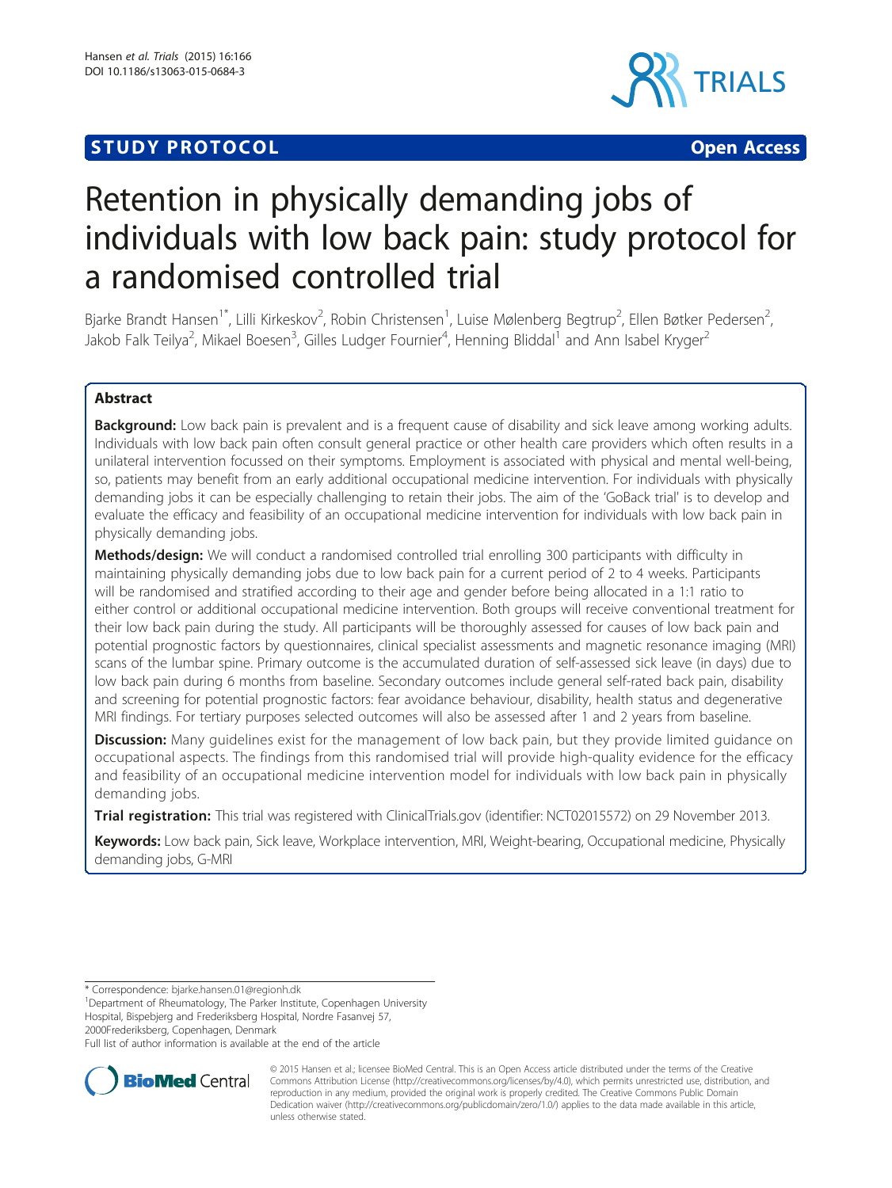STUDY PROTOCOL **Open Access**

# Retention in physically demanding jobs of individuals with low back pain: study protocol for a randomised controlled trial

Bjarke Brandt Hansen[1*], Lilli Kirkeskov[2], Robin Christensen[1], Luise Mølenberg Begtrup[2], Ellen Bøtker Pedersen[2], Jakob Falk Teilya[2], Mikael Boesen[3], Gilles Ludger Fournier[4], Henning Bliddal[1] and Ann Isabel Kryger[2]

## Abstract

**Background:** Low back pain is prevalent and is a frequent cause of disability and sick leave among working adults. Individuals with low back pain often consult general practice or other health care providers which often results in a unilateral intervention focussed on their symptoms. Employment is associated with physical and mental well-being, so, patients may benefit from an early additional occupational medicine intervention. For individuals with physically demanding jobs it can be especially challenging to retain their jobs. The aim of the 'GoBack trial' is to develop and evaluate the efficacy and feasibility of an occupational medicine intervention for individuals with low back pain in physically demanding jobs.

**Methods/design:** We will conduct a randomised controlled trial enrolling 300 participants with difficulty in maintaining physically demanding jobs due to low back pain for a current period of 2 to 4 weeks. Participants will be randomised and stratified according to their age and gender before being allocated in a 1:1 ratio to either control or additional occupational medicine intervention. Both groups will receive conventional treatment for their low back pain during the study. All participants will be thoroughly assessed for causes of low back pain and potential prognostic factors by questionnaires, clinical specialist assessments and magnetic resonance imaging (MRI) scans of the lumbar spine. Primary outcome is the accumulated duration of self-assessed sick leave (in days) due to low back pain during 6 months from baseline. Secondary outcomes include general self-rated back pain, disability and screening for potential prognostic factors: fear avoidance behaviour, disability, health status and degenerative MRI findings. For tertiary purposes selected outcomes will also be assessed after 1 and 2 years from baseline.

**Discussion:** Many guidelines exist for the management of low back pain, but they provide limited guidance on occupational aspects. The findings from this randomised trial will provide high-quality evidence for the efficacy and feasibility of an occupational medicine intervention model for individuals with low back pain in physically demanding jobs.

**Trial registration:** This trial was registered with ClinicalTrials.gov (identifier: NCT02015572) on 29 November 2013.

**Keywords:** Low back pain, Sick leave, Workplace intervention, MRI, Weight-bearing, Occupational medicine, Physically demanding jobs, G-MRI

* Correspondence: bjarke.hansen.01@regionh.dk
[1]Department of Rheumatology, The Parker Institute, Copenhagen University Hospital, Bispebjerg and Frederiksberg Hospital, Nordre Fasanvej 57, 2000Frederiksberg, Copenhagen, Denmark
Full list of author information is available at the end of the article

© 2015 Hansen et al.; licensee BioMed Central. This is an Open Access article distributed under the terms of the Creative Commons Attribution License (http://creativecommons.org/licenses/by/4.0), which permits unrestricted use, distribution, and reproduction in any medium, provided the original work is properly credited. The Creative Commons Public Domain Dedication waiver (http://creativecommons.org/publicdomain/zero/1.0/) applies to the data made available in this article, unless otherwise stated.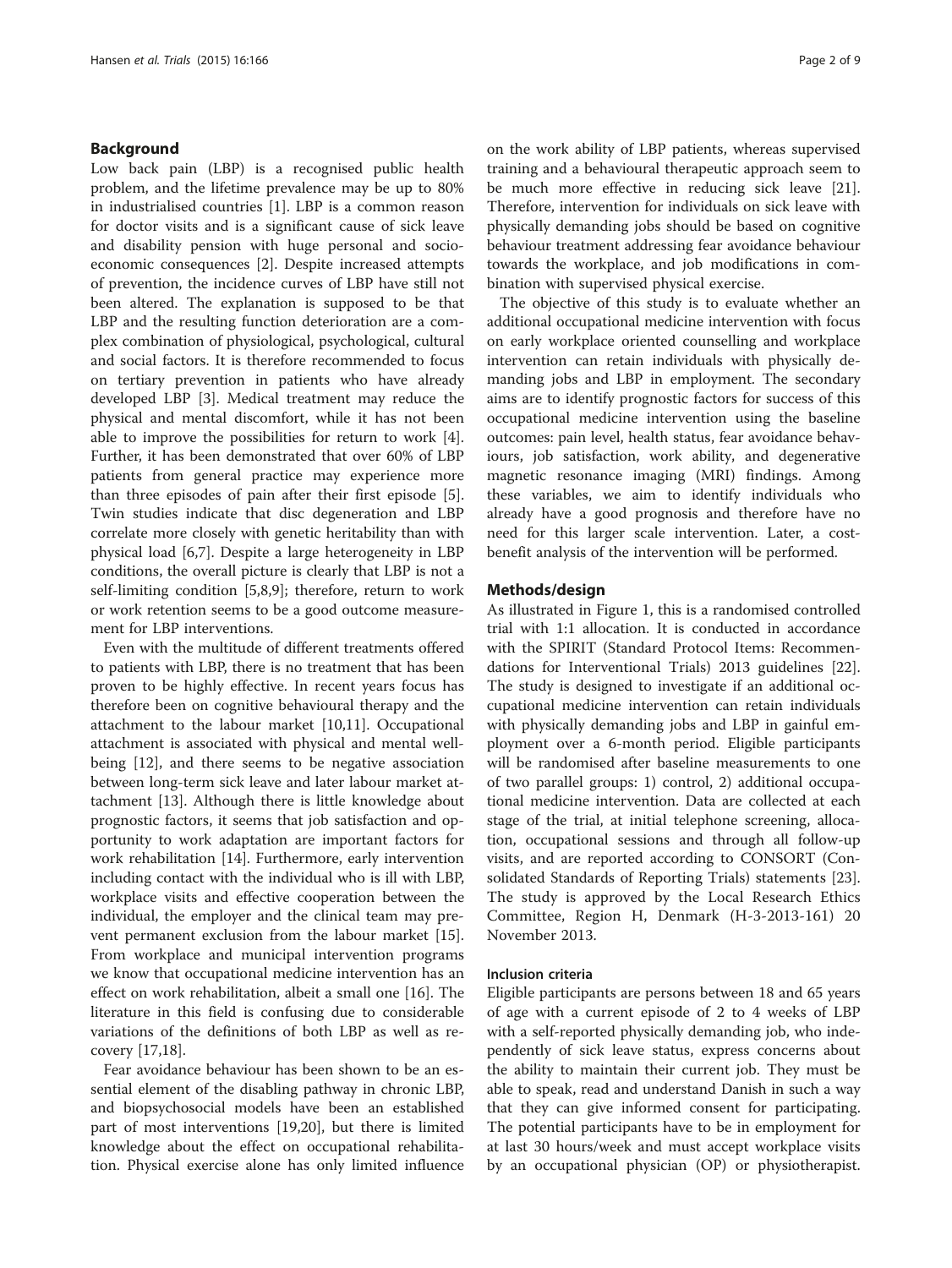## Background

Low back pain (LBP) is a recognised public health problem, and the lifetime prevalence may be up to 80% in industrialised countries [1]. LBP is a common reason for doctor visits and is a significant cause of sick leave and disability pension with huge personal and socioeconomic consequences [2]. Despite increased attempts of prevention, the incidence curves of LBP have still not been altered. The explanation is supposed to be that LBP and the resulting function deterioration are a complex combination of physiological, psychological, cultural and social factors. It is therefore recommended to focus on tertiary prevention in patients who have already developed LBP [3]. Medical treatment may reduce the physical and mental discomfort, while it has not been able to improve the possibilities for return to work [4]. Further, it has been demonstrated that over 60% of LBP patients from general practice may experience more than three episodes of pain after their first episode [5]. Twin studies indicate that disc degeneration and LBP correlate more closely with genetic heritability than with physical load [6,7]. Despite a large heterogeneity in LBP conditions, the overall picture is clearly that LBP is not a self-limiting condition [5,8,9]; therefore, return to work or work retention seems to be a good outcome measurement for LBP interventions.

Even with the multitude of different treatments offered to patients with LBP, there is no treatment that has been proven to be highly effective. In recent years focus has therefore been on cognitive behavioural therapy and the attachment to the labour market [10,11]. Occupational attachment is associated with physical and mental wellbeing [12], and there seems to be negative association between long-term sick leave and later labour market attachment [13]. Although there is little knowledge about prognostic factors, it seems that job satisfaction and opportunity to work adaptation are important factors for work rehabilitation [14]. Furthermore, early intervention including contact with the individual who is ill with LBP, workplace visits and effective cooperation between the individual, the employer and the clinical team may prevent permanent exclusion from the labour market [15]. From workplace and municipal intervention programs we know that occupational medicine intervention has an effect on work rehabilitation, albeit a small one [16]. The literature in this field is confusing due to considerable variations of the definitions of both LBP as well as recovery [17,18].

Fear avoidance behaviour has been shown to be an essential element of the disabling pathway in chronic LBP, and biopsychosocial models have been an established part of most interventions [19,20], but there is limited knowledge about the effect on occupational rehabilitation. Physical exercise alone has only limited influence on the work ability of LBP patients, whereas supervised training and a behavioural therapeutic approach seem to be much more effective in reducing sick leave [21]. Therefore, intervention for individuals on sick leave with physically demanding jobs should be based on cognitive behaviour treatment addressing fear avoidance behaviour towards the workplace, and job modifications in combination with supervised physical exercise.

The objective of this study is to evaluate whether an additional occupational medicine intervention with focus on early workplace oriented counselling and workplace intervention can retain individuals with physically demanding jobs and LBP in employment. The secondary aims are to identify prognostic factors for success of this occupational medicine intervention using the baseline outcomes: pain level, health status, fear avoidance behaviours, job satisfaction, work ability, and degenerative magnetic resonance imaging (MRI) findings. Among these variables, we aim to identify individuals who already have a good prognosis and therefore have no need for this larger scale intervention. Later, a cost-benefit analysis of the intervention will be performed.

## Methods/design

As illustrated in Figure 1, this is a randomised controlled trial with 1:1 allocation. It is conducted in accordance with the SPIRIT (Standard Protocol Items: Recommendations for Interventional Trials) 2013 guidelines [22]. The study is designed to investigate if an additional occupational medicine intervention can retain individuals with physically demanding jobs and LBP in gainful employment over a 6-month period. Eligible participants will be randomised after baseline measurements to one of two parallel groups: 1) control, 2) additional occupational medicine intervention. Data are collected at each stage of the trial, at initial telephone screening, allocation, occupational sessions and through all follow-up visits, and are reported according to CONSORT (Consolidated Standards of Reporting Trials) statements [23]. The study is approved by the Local Research Ethics Committee, Region H, Denmark (H-3-2013-161) 20 November 2013.

### Inclusion criteria

Eligible participants are persons between 18 and 65 years of age with a current episode of 2 to 4 weeks of LBP with a self-reported physically demanding job, who independently of sick leave status, express concerns about the ability to maintain their current job. They must be able to speak, read and understand Danish in such a way that they can give informed consent for participating. The potential participants have to be in employment for at last 30 hours/week and must accept workplace visits by an occupational physician (OP) or physiotherapist.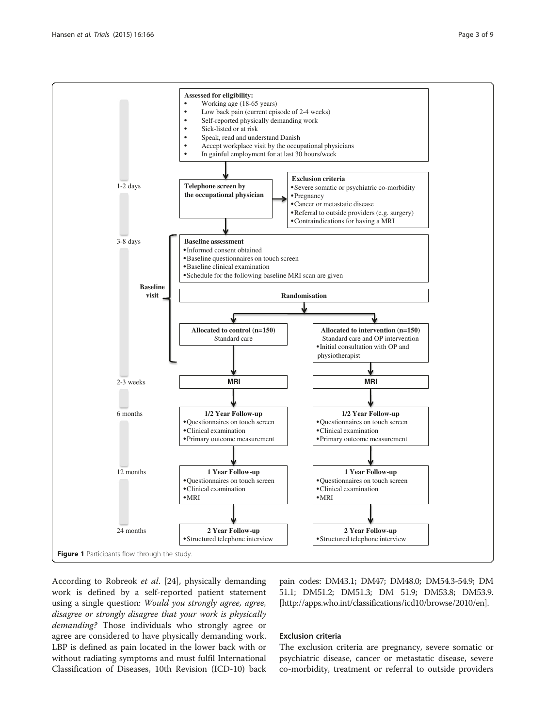**Assessed for eligibility:**

- Working age (18-65 years)
- Low back pain (current episode of 2-4 weeks)
- Self-reported physically demanding work
- Sick-listed or at risk
- Speak, read and understand Danish
- Accept workplace visit by the occupational physicians
- In gainful employment for at last 30 hours/week

**1-2 days** — **Telephone screen by the occupational physician**

**Exclusion criteria**

- Severe somatic or psychiatric co-morbidity
- Pregnancy
- Cancer or metastatic disease
- Referral to outside providers (e.g. surgery)
- Contraindications for having a MRI

**3-8 days** — **Baseline visit**

**Baseline assessment**

- Informed consent obtained
- Baseline questionnaires on touch screen
- Baseline clinical examination
- Schedule for the following baseline MRI scan are given

**Randomisation**

**Allocated to control (n=150)**
Standard care

**Allocated to intervention (n=150)**
Standard care and OP intervention

- Initial consultation with OP and physiotherapist

**2-3 weeks** — **MRI** (both arms)

**6 months** — **1/2 Year Follow-up** (both arms)

- Questionnaires on touch screen
- Clinical examination
- Primary outcome measurement

**12 months** — **1 Year Follow-up** (both arms)

- Questionnaires on touch screen
- Clinical examination
- MRI

**24 months** — **2 Year Follow-up** (both arms)

- Structured telephone interview

**Figure 1** Participants flow through the study.

According to Robreok *et al*. [24], physically demanding work is defined by a self-reported patient statement using a single question: *Would you strongly agree, agree, disagree or strongly disagree that your work is physically demanding?* Those individuals who strongly agree or agree are considered to have physically demanding work. LBP is defined as pain located in the lower back with or without radiating symptoms and must fulfil International Classification of Diseases, 10th Revision (ICD-10) back pain codes: DM43.1; DM47; DM48.0; DM54.3-54.9; DM 51.1; DM51.2; DM51.3; DM 51.9; DM53.8; DM53.9. [http://apps.who.int/classifications/icd10/browse/2010/en].

### Exclusion criteria

The exclusion criteria are pregnancy, severe somatic or psychiatric disease, cancer or metastatic disease, severe co-morbidity, treatment or referral to outside providers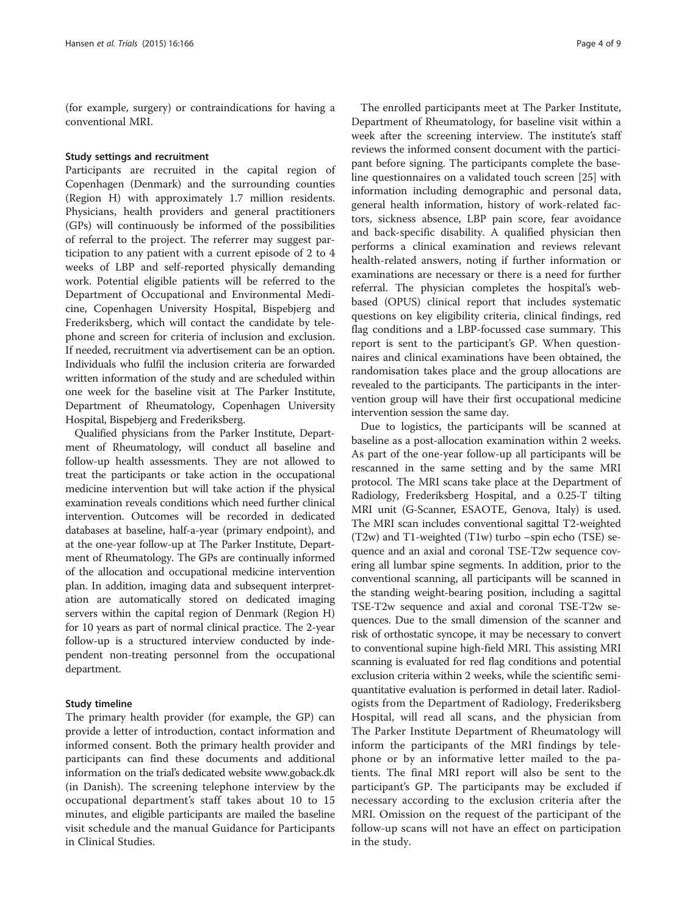(for example, surgery) or contraindications for having a conventional MRI.

### Study settings and recruitment

Participants are recruited in the capital region of Copenhagen (Denmark) and the surrounding counties (Region H) with approximately 1.7 million residents. Physicians, health providers and general practitioners (GPs) will continuously be informed of the possibilities of referral to the project. The referrer may suggest participation to any patient with a current episode of 2 to 4 weeks of LBP and self-reported physically demanding work. Potential eligible patients will be referred to the Department of Occupational and Environmental Medicine, Copenhagen University Hospital, Bispebjerg and Frederiksberg, which will contact the candidate by telephone and screen for criteria of inclusion and exclusion. If needed, recruitment via advertisement can be an option. Individuals who fulfil the inclusion criteria are forwarded written information of the study and are scheduled within one week for the baseline visit at The Parker Institute, Department of Rheumatology, Copenhagen University Hospital, Bispebjerg and Frederiksberg.

Qualified physicians from the Parker Institute, Department of Rheumatology, will conduct all baseline and follow-up health assessments. They are not allowed to treat the participants or take action in the occupational medicine intervention but will take action if the physical examination reveals conditions which need further clinical intervention. Outcomes will be recorded in dedicated databases at baseline, half-a-year (primary endpoint), and at the one-year follow-up at The Parker Institute, Department of Rheumatology. The GPs are continually informed of the allocation and occupational medicine intervention plan. In addition, imaging data and subsequent interpretation are automatically stored on dedicated imaging servers within the capital region of Denmark (Region H) for 10 years as part of normal clinical practice. The 2-year follow-up is a structured interview conducted by independent non-treating personnel from the occupational department.

### Study timeline

The primary health provider (for example, the GP) can provide a letter of introduction, contact information and informed consent. Both the primary health provider and participants can find these documents and additional information on the trial's dedicated website www.goback.dk (in Danish). The screening telephone interview by the occupational department's staff takes about 10 to 15 minutes, and eligible participants are mailed the baseline visit schedule and the manual Guidance for Participants in Clinical Studies.

The enrolled participants meet at The Parker Institute, Department of Rheumatology, for baseline visit within a week after the screening interview. The institute's staff reviews the informed consent document with the participant before signing. The participants complete the baseline questionnaires on a validated touch screen [25] with information including demographic and personal data, general health information, history of work-related factors, sickness absence, LBP pain score, fear avoidance and back-specific disability. A qualified physician then performs a clinical examination and reviews relevant health-related answers, noting if further information or examinations are necessary or there is a need for further referral. The physician completes the hospital's web-based (OPUS) clinical report that includes systematic questions on key eligibility criteria, clinical findings, red flag conditions and a LBP-focussed case summary. This report is sent to the participant's GP. When questionnaires and clinical examinations have been obtained, the randomisation takes place and the group allocations are revealed to the participants. The participants in the intervention group will have their first occupational medicine intervention session the same day.

Due to logistics, the participants will be scanned at baseline as a post-allocation examination within 2 weeks. As part of the one-year follow-up all participants will be rescanned in the same setting and by the same MRI protocol. The MRI scans take place at the Department of Radiology, Frederiksberg Hospital, and a 0.25-T tilting MRI unit (G-Scanner, ESAOTE, Genova, Italy) is used. The MRI scan includes conventional sagittal T2-weighted (T2w) and T1-weighted (T1w) turbo –spin echo (TSE) sequence and an axial and coronal TSE-T2w sequence covering all lumbar spine segments. In addition, prior to the conventional scanning, all participants will be scanned in the standing weight-bearing position, including a sagittal TSE-T2w sequence and axial and coronal TSE-T2w sequences. Due to the small dimension of the scanner and risk of orthostatic syncope, it may be necessary to convert to conventional supine high-field MRI. This assisting MRI scanning is evaluated for red flag conditions and potential exclusion criteria within 2 weeks, while the scientific semi-quantitative evaluation is performed in detail later. Radiologists from the Department of Radiology, Frederiksberg Hospital, will read all scans, and the physician from The Parker Institute Department of Rheumatology will inform the participants of the MRI findings by telephone or by an informative letter mailed to the patients. The final MRI report will also be sent to the participant's GP. The participants may be excluded if necessary according to the exclusion criteria after the MRI. Omission on the request of the participant of the follow-up scans will not have an effect on participation in the study.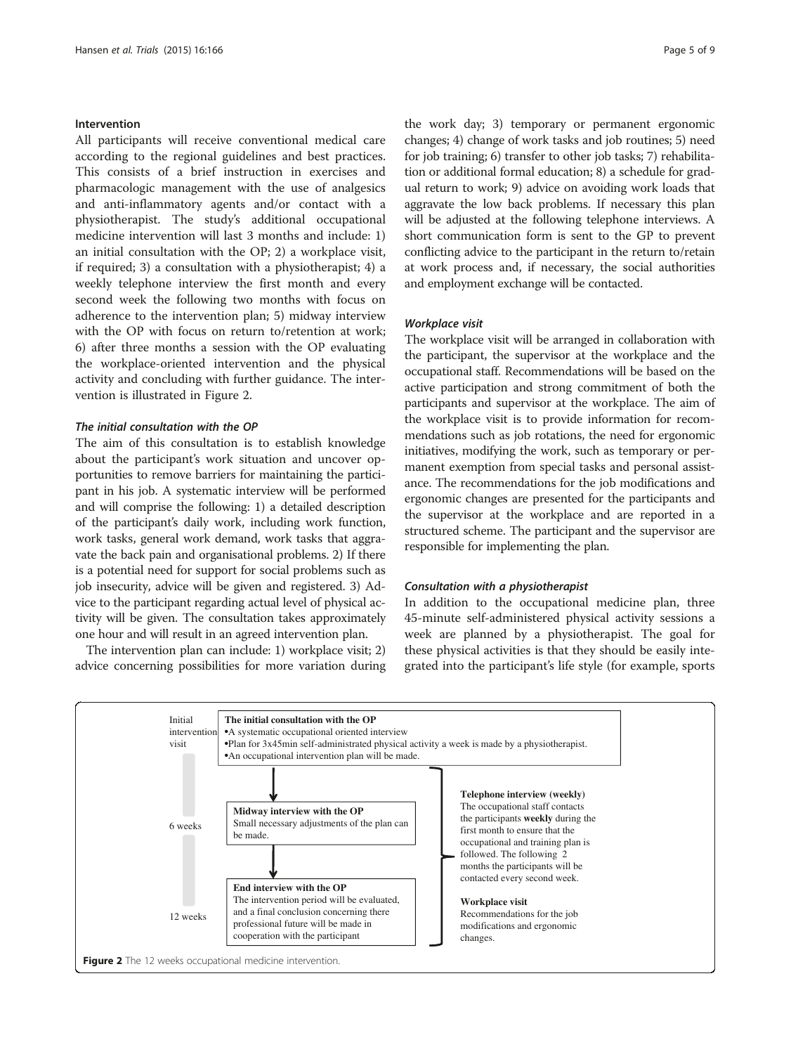### Intervention

All participants will receive conventional medical care according to the regional guidelines and best practices. This consists of a brief instruction in exercises and pharmacologic management with the use of analgesics and anti-inflammatory agents and/or contact with a physiotherapist. The study's additional occupational medicine intervention will last 3 months and include: 1) an initial consultation with the OP; 2) a workplace visit, if required; 3) a consultation with a physiotherapist; 4) a weekly telephone interview the first month and every second week the following two months with focus on adherence to the intervention plan; 5) midway interview with the OP with focus on return to/retention at work; 6) after three months a session with the OP evaluating the workplace-oriented intervention and the physical activity and concluding with further guidance. The intervention is illustrated in Figure 2.

#### *The initial consultation with the OP*

The aim of this consultation is to establish knowledge about the participant's work situation and uncover opportunities to remove barriers for maintaining the participant in his job. A systematic interview will be performed and will comprise the following: 1) a detailed description of the participant's daily work, including work function, work tasks, general work demand, work tasks that aggravate the back pain and organisational problems. 2) If there is a potential need for support for social problems such as job insecurity, advice will be given and registered. 3) Advice to the participant regarding actual level of physical activity will be given. The consultation takes approximately one hour and will result in an agreed intervention plan.

The intervention plan can include: 1) workplace visit; 2) advice concerning possibilities for more variation during the work day; 3) temporary or permanent ergonomic changes; 4) change of work tasks and job routines; 5) need for job training; 6) transfer to other job tasks; 7) rehabilitation or additional formal education; 8) a schedule for gradual return to work; 9) advice on avoiding work loads that aggravate the low back problems. If necessary this plan will be adjusted at the following telephone interviews. A short communication form is sent to the GP to prevent conflicting advice to the participant in the return to/retain at work process and, if necessary, the social authorities and employment exchange will be contacted.

#### *Workplace visit*

The workplace visit will be arranged in collaboration with the participant, the supervisor at the workplace and the occupational staff. Recommendations will be based on the active participation and strong commitment of both the participants and supervisor at the workplace. The aim of the workplace visit is to provide information for recommendations such as job rotations, the need for ergonomic initiatives, modifying the work, such as temporary or permanent exemption from special tasks and personal assistance. The recommendations for the job modifications and ergonomic changes are presented for the participants and the supervisor at the workplace and are reported in a structured scheme. The participant and the supervisor are responsible for implementing the plan.

#### *Consultation with a physiotherapist*

In addition to the occupational medicine plan, three 45-minute self-administered physical activity sessions a week are planned by a physiotherapist. The goal for these physical activities is that they should be easily integrated into the participant's life style (for example, sports

Initial intervention visit

**The initial consultation with the OP**
- A systematic occupational oriented interview
- Plan for 3x45min self-administrated physical activity a week is made by a physiotherapist.
- An occupational intervention plan will be made.

6 weeks

**Midway interview with the OP**
Small necessary adjustments of the plan can be made.

12 weeks

**End interview with the OP**
The intervention period will be evaluated, and a final conclusion concerning there professional future will be made in cooperation with the participant

**Telephone interview (weekly)**
The occupational staff contacts the participants **weekly** during the first month to ensure that the occupational and training plan is followed. The following 2 months the participants will be contacted every second week.

**Workplace visit**
Recommendations for the job modifications and ergonomic changes.

**Figure 2** The 12 weeks occupational medicine intervention.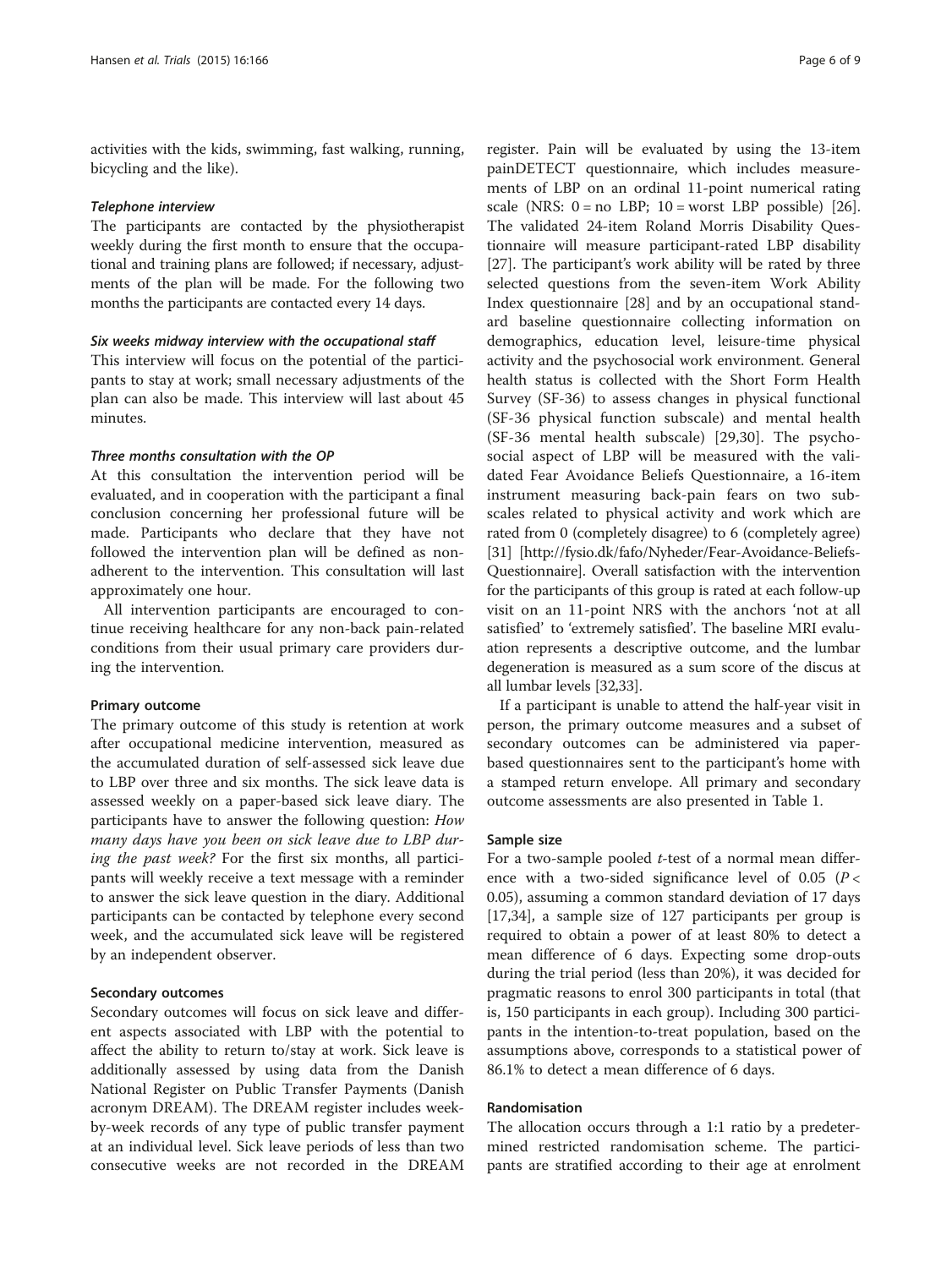activities with the kids, swimming, fast walking, running, bicycling and the like).

#### *Telephone interview*

The participants are contacted by the physiotherapist weekly during the first month to ensure that the occupational and training plans are followed; if necessary, adjustments of the plan will be made. For the following two months the participants are contacted every 14 days.

#### *Six weeks midway interview with the occupational staff*

This interview will focus on the potential of the participants to stay at work; small necessary adjustments of the plan can also be made. This interview will last about 45 minutes.

#### *Three months consultation with the OP*

At this consultation the intervention period will be evaluated, and in cooperation with the participant a final conclusion concerning her professional future will be made. Participants who declare that they have not followed the intervention plan will be defined as non-adherent to the intervention. This consultation will last approximately one hour.

All intervention participants are encouraged to continue receiving healthcare for any non-back pain-related conditions from their usual primary care providers during the intervention.

### Primary outcome

The primary outcome of this study is retention at work after occupational medicine intervention, measured as the accumulated duration of self-assessed sick leave due to LBP over three and six months. The sick leave data is assessed weekly on a paper-based sick leave diary. The participants have to answer the following question: *How many days have you been on sick leave due to LBP during the past week?* For the first six months, all participants will weekly receive a text message with a reminder to answer the sick leave question in the diary. Additional participants can be contacted by telephone every second week, and the accumulated sick leave will be registered by an independent observer.

### Secondary outcomes

Secondary outcomes will focus on sick leave and different aspects associated with LBP with the potential to affect the ability to return to/stay at work. Sick leave is additionally assessed by using data from the Danish National Register on Public Transfer Payments (Danish acronym DREAM). The DREAM register includes week-by-week records of any type of public transfer payment at an individual level. Sick leave periods of less than two consecutive weeks are not recorded in the DREAM register. Pain will be evaluated by using the 13-item painDETECT questionnaire, which includes measurements of LBP on an ordinal 11-point numerical rating scale (NRS: 0 = no LBP; 10 = worst LBP possible) [26]. The validated 24-item Roland Morris Disability Questionnaire will measure participant-rated LBP disability [27]. The participant's work ability will be rated by three selected questions from the seven-item Work Ability Index questionnaire [28] and by an occupational standard baseline questionnaire collecting information on demographics, education level, leisure-time physical activity and the psychosocial work environment. General health status is collected with the Short Form Health Survey (SF-36) to assess changes in physical functional (SF-36 physical function subscale) and mental health (SF-36 mental health subscale) [29,30]. The psychosocial aspect of LBP will be measured with the validated Fear Avoidance Beliefs Questionnaire, a 16-item instrument measuring back-pain fears on two subscales related to physical activity and work which are rated from 0 (completely disagree) to 6 (completely agree) [31] [http://fysio.dk/fafo/Nyheder/Fear-Avoidance-Beliefs-Questionnaire]. Overall satisfaction with the intervention for the participants of this group is rated at each follow-up visit on an 11-point NRS with the anchors 'not at all satisfied' to 'extremely satisfied'. The baseline MRI evaluation represents a descriptive outcome, and the lumbar degeneration is measured as a sum score of the discus at all lumbar levels [32,33].

If a participant is unable to attend the half-year visit in person, the primary outcome measures and a subset of secondary outcomes can be administered via paper-based questionnaires sent to the participant's home with a stamped return envelope. All primary and secondary outcome assessments are also presented in Table 1.

### Sample size

For a two-sample pooled *t*-test of a normal mean difference with a two-sided significance level of 0.05 ($P < 0.05$), assuming a common standard deviation of 17 days [17,34], a sample size of 127 participants per group is required to obtain a power of at least 80% to detect a mean difference of 6 days. Expecting some drop-outs during the trial period (less than 20%), it was decided for pragmatic reasons to enrol 300 participants in total (that is, 150 participants in each group). Including 300 participants in the intention-to-treat population, based on the assumptions above, corresponds to a statistical power of 86.1% to detect a mean difference of 6 days.

### Randomisation

The allocation occurs through a 1:1 ratio by a predetermined restricted randomisation scheme. The participants are stratified according to their age at enrolment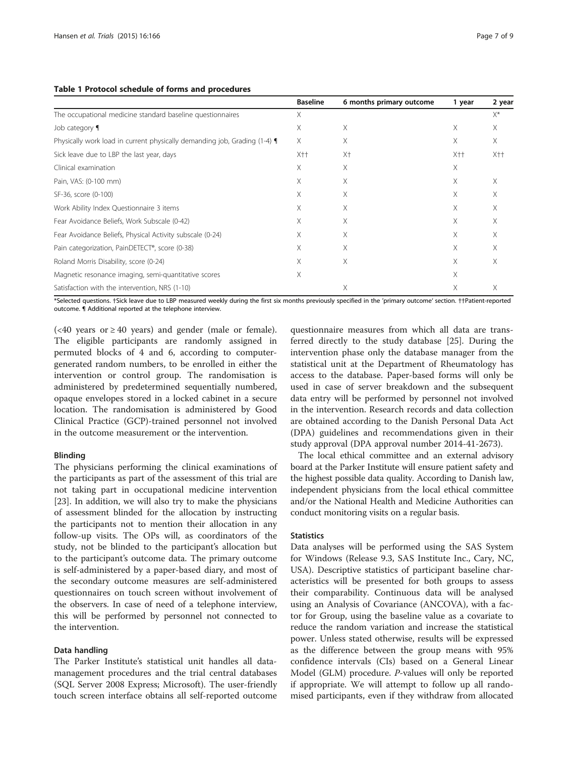**Table 1 Protocol schedule of forms and procedures**

| | Baseline | 6 months primary outcome | 1 year | 2 year |
|---|---|---|---|---|
| The occupational medicine standard baseline questionnaires | X | | | X* |
| Job category ¶ | X | X | X | X |
| Physically work load in current physically demanding job, Grading (1-4) ¶ | X | X | X | X |
| Sick leave due to LBP the last year, days | X†† | X† | X†† | X†† |
| Clinical examination | X | X | X | |
| Pain, VAS: (0-100 mm) | X | X | X | X |
| SF-36, score (0-100) | X | X | X | X |
| Work Ability Index Questionnaire 3 items | X | X | X | X |
| Fear Avoidance Beliefs, Work Subscale (0-42) | X | X | X | X |
| Fear Avoidance Beliefs, Physical Activity subscale (0-24) | X | X | X | X |
| Pain categorization, PainDETECT®, score (0-38) | X | X | X | X |
| Roland Morris Disability, score (0-24) | X | X | X | X |
| Magnetic resonance imaging, semi-quantitative scores | X | | X | |
| Satisfaction with the intervention, NRS (1-10) | | X | X | X |

*Selected questions. †Sick leave due to LBP measured weekly during the first six months previously specified in the 'primary outcome' section. ††Patient-reported outcome. ¶ Additional reported at the telephone interview.

(<40 years or ≥ 40 years) and gender (male or female). The eligible participants are randomly assigned in permuted blocks of 4 and 6, according to computer-generated random numbers, to be enrolled in either the intervention or control group. The randomisation is administered by predetermined sequentially numbered, opaque envelopes stored in a locked cabinet in a secure location. The randomisation is administered by Good Clinical Practice (GCP)-trained personnel not involved in the outcome measurement or the intervention.

#### Blinding

The physicians performing the clinical examinations of the participants as part of the assessment of this trial are not taking part in occupational medicine intervention [23]. In addition, we will also try to make the physicians of assessment blinded for the allocation by instructing the participants not to mention their allocation in any follow-up visits. The OPs will, as coordinators of the study, not be blinded to the participant's allocation but to the participant's outcome data. The primary outcome is self-administered by a paper-based diary, and most of the secondary outcome measures are self-administered questionnaires on touch screen without involvement of the observers. In case of need of a telephone interview, this will be performed by personnel not connected to the intervention.

#### Data handling

The Parker Institute's statistical unit handles all data-management procedures and the trial central databases (SQL Server 2008 Express; Microsoft). The user-friendly touch screen interface obtains all self-reported outcome questionnaire measures from which all data are transferred directly to the study database [25]. During the intervention phase only the database manager from the statistical unit at the Department of Rheumatology has access to the database. Paper-based forms will only be used in case of server breakdown and the subsequent data entry will be performed by personnel not involved in the intervention. Research records and data collection are obtained according to the Danish Personal Data Act (DPA) guidelines and recommendations given in their study approval (DPA approval number 2014-41-2673).

The local ethical committee and an external advisory board at the Parker Institute will ensure patient safety and the highest possible data quality. According to Danish law, independent physicians from the local ethical committee and/or the National Health and Medicine Authorities can conduct monitoring visits on a regular basis.

#### Statistics

Data analyses will be performed using the SAS System for Windows (Release 9.3, SAS Institute Inc., Cary, NC, USA). Descriptive statistics of participant baseline characteristics will be presented for both groups to assess their comparability. Continuous data will be analysed using an Analysis of Covariance (ANCOVA), with a factor for Group, using the baseline value as a covariate to reduce the random variation and increase the statistical power. Unless stated otherwise, results will be expressed as the difference between the group means with 95% confidence intervals (CIs) based on a General Linear Model (GLM) procedure. *P*-values will only be reported if appropriate. We will attempt to follow up all randomised participants, even if they withdraw from allocated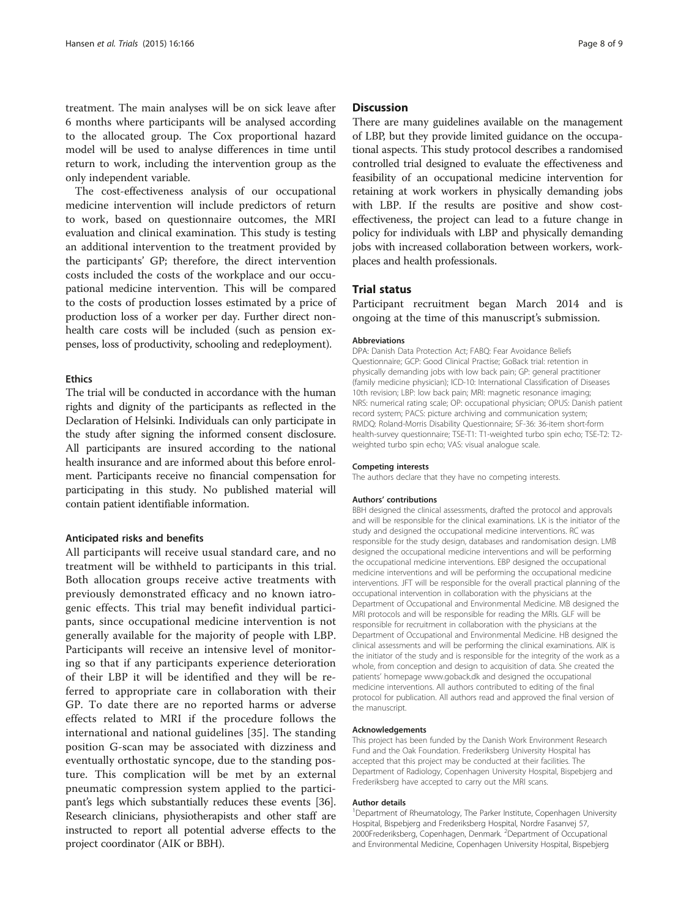treatment. The main analyses will be on sick leave after 6 months where participants will be analysed according to the allocated group. The Cox proportional hazard model will be used to analyse differences in time until return to work, including the intervention group as the only independent variable.

The cost-effectiveness analysis of our occupational medicine intervention will include predictors of return to work, based on questionnaire outcomes, the MRI evaluation and clinical examination. This study is testing an additional intervention to the treatment provided by the participants' GP; therefore, the direct intervention costs included the costs of the workplace and our occupational medicine intervention. This will be compared to the costs of production losses estimated by a price of production loss of a worker per day. Further direct non-health care costs will be included (such as pension expenses, loss of productivity, schooling and redeployment).

### Ethics

The trial will be conducted in accordance with the human rights and dignity of the participants as reflected in the Declaration of Helsinki. Individuals can only participate in the study after signing the informed consent disclosure. All participants are insured according to the national health insurance and are informed about this before enrolment. Participants receive no financial compensation for participating in this study. No published material will contain patient identifiable information.

### Anticipated risks and benefits

All participants will receive usual standard care, and no treatment will be withheld to participants in this trial. Both allocation groups receive active treatments with previously demonstrated efficacy and no known iatrogenic effects. This trial may benefit individual participants, since occupational medicine intervention is not generally available for the majority of people with LBP. Participants will receive an intensive level of monitoring so that if any participants experience deterioration of their LBP it will be identified and they will be referred to appropriate care in collaboration with their GP. To date there are no reported harms or adverse effects related to MRI if the procedure follows the international and national guidelines [35]. The standing position G-scan may be associated with dizziness and eventually orthostatic syncope, due to the standing posture. This complication will be met by an external pneumatic compression system applied to the participant's legs which substantially reduces these events [36]. Research clinicians, physiotherapists and other staff are instructed to report all potential adverse effects to the project coordinator (AIK or BBH).

## Discussion

There are many guidelines available on the management of LBP, but they provide limited guidance on the occupational aspects. This study protocol describes a randomised controlled trial designed to evaluate the effectiveness and feasibility of an occupational medicine intervention for retaining at work workers in physically demanding jobs with LBP. If the results are positive and show cost-effectiveness, the project can lead to a future change in policy for individuals with LBP and physically demanding jobs with increased collaboration between workers, workplaces and health professionals.

## Trial status

Participant recruitment began March 2014 and is ongoing at the time of this manuscript's submission.

#### Abbreviations

DPA: Danish Data Protection Act; FABQ: Fear Avoidance Beliefs Questionnaire; GCP: Good Clinical Practise; GoBack trial: retention in physically demanding jobs with low back pain; GP: general practitioner (family medicine physician); ICD-10: International Classification of Diseases 10th revision; LBP: low back pain; MRI: magnetic resonance imaging; NRS: numerical rating scale; OP: occupational physician; OPUS: Danish patient record system; PACS: picture archiving and communication system; RMDQ: Roland-Morris Disability Questionnaire; SF-36: 36-item short-form health-survey questionnaire; TSE-T1: T1-weighted turbo spin echo; TSE-T2: T2-weighted turbo spin echo; VAS: visual analogue scale.

#### Competing interests

The authors declare that they have no competing interests.

#### Authors' contributions

BBH designed the clinical assessments, drafted the protocol and approvals and will be responsible for the clinical examinations. LK is the initiator of the study and designed the occupational medicine interventions. RC was responsible for the study design, databases and randomisation design. LMB designed the occupational medicine interventions and will be performing the occupational medicine interventions. EBP designed the occupational medicine interventions and will be performing the occupational medicine interventions. JFT will be responsible for the overall practical planning of the occupational intervention in collaboration with the physicians at the Department of Occupational and Environmental Medicine. MB designed the MRI protocols and will be responsible for reading the MRIs. GLF will be responsible for recruitment in collaboration with the physicians at the Department of Occupational and Environmental Medicine. HB designed the clinical assessments and will be performing the clinical examinations. AIK is the initiator of the study and is responsible for the integrity of the work as a whole, from conception and design to acquisition of data. She created the patients' homepage www.goback.dk and designed the occupational medicine interventions. All authors contributed to editing of the final protocol for publication. All authors read and approved the final version of the manuscript.

#### Acknowledgements

This project has been funded by the Danish Work Environment Research Fund and the Oak Foundation. Frederiksberg University Hospital has accepted that this project may be conducted at their facilities. The Department of Radiology, Copenhagen University Hospital, Bispebjerg and Frederiksberg have accepted to carry out the MRI scans.

#### Author details

[1]Department of Rheumatology, The Parker Institute, Copenhagen University Hospital, Bispebjerg and Frederiksberg Hospital, Nordre Fasanvej 57, 2000Frederiksberg, Copenhagen, Denmark. [2]Department of Occupational and Environmental Medicine, Copenhagen University Hospital, Bispebjerg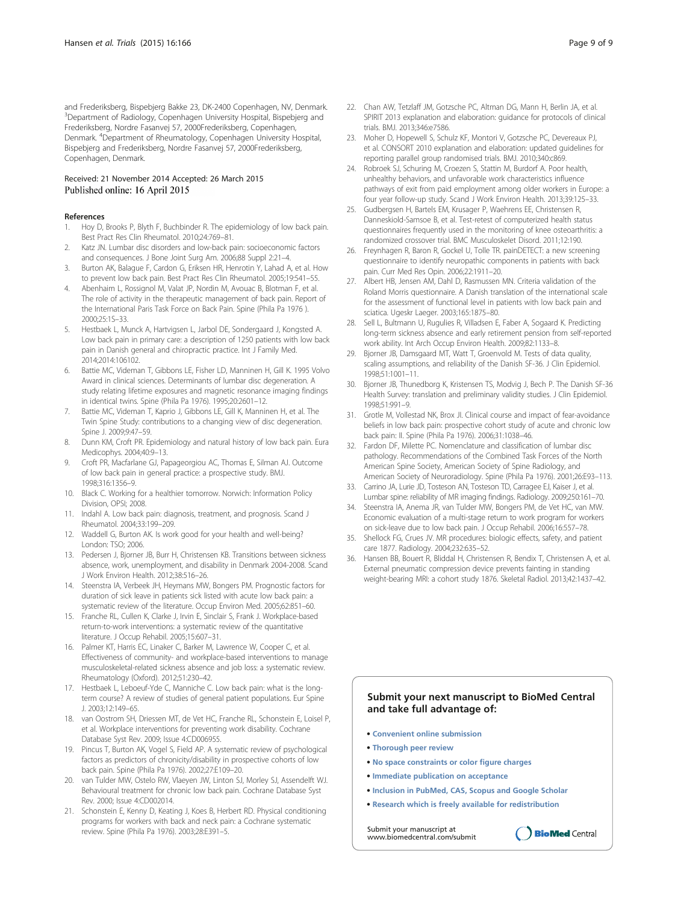and Frederiksberg, Bispebjerg Bakke 23, DK-2400 Copenhagen, NV, Denmark. [3]Department of Radiology, Copenhagen University Hospital, Bispebjerg and Frederiksberg, Nordre Fasanvej 57, 2000Frederiksberg, Copenhagen, Denmark. [4]Department of Rheumatology, Copenhagen University Hospital, Bispebjerg and Frederiksberg, Nordre Fasanvej 57, 2000Frederiksberg, Copenhagen, Denmark.

Received: 21 November 2014 Accepted: 26 March 2015
Published online: 16 April 2015

## References

1. Hoy D, Brooks P, Blyth F, Buchbinder R. The epidemiology of low back pain. Best Pract Res Clin Rheumatol. 2010;24:769–81.
2. Katz JN. Lumbar disc disorders and low-back pain: socioeconomic factors and consequences. J Bone Joint Surg Am. 2006;88 Suppl 2:21–4.
3. Burton AK, Balague F, Cardon G, Eriksen HR, Henrotin Y, Lahad A, et al. How to prevent low back pain. Best Pract Res Clin Rheumatol. 2005;19:541–55.
4. Abenhaim L, Rossignol M, Valat JP, Nordin M, Avouac B, Blotman F, et al. The role of activity in the therapeutic management of back pain. Report of the International Paris Task Force on Back Pain. Spine (Phila Pa 1976 ). 2000;25:1S–33.
5. Hestbaek L, Munck A, Hartvigsen L, Jarbol DE, Sondergaard J, Kongsted A. Low back pain in primary care: a description of 1250 patients with low back pain in Danish general and chiropractic practice. Int J Family Med. 2014;2014:106102.
6. Battie MC, Videman T, Gibbons LE, Fisher LD, Manninen H, Gill K. 1995 Volvo Award in clinical sciences. Determinants of lumbar disc degeneration. A study relating lifetime exposures and magnetic resonance imaging findings in identical twins. Spine (Phila Pa 1976). 1995;20:2601–12.
7. Battie MC, Videman T, Kaprio J, Gibbons LE, Gill K, Manninen H, et al. The Twin Spine Study: contributions to a changing view of disc degeneration. Spine J. 2009;9:47–59.
8. Dunn KM, Croft PR. Epidemiology and natural history of low back pain. Eura Medicophys. 2004;40:9–13.
9. Croft PR, Macfarlane GJ, Papageorgiou AC, Thomas E, Silman AJ. Outcome of low back pain in general practice: a prospective study. BMJ. 1998;316:1356–9.
10. Black C. Working for a healthier tomorrow. Norwich: Information Policy Division, OPSI; 2008.
11. Indahl A. Low back pain: diagnosis, treatment, and prognosis. Scand J Rheumatol. 2004;33:199–209.
12. Waddell G, Burton AK. Is work good for your health and well-being? London: TSO; 2006.
13. Pedersen J, Bjorner JB, Burr H, Christensen KB. Transitions between sickness absence, work, unemployment, and disability in Denmark 2004-2008. Scand J Work Environ Health. 2012;38:516–26.
14. Steenstra IA, Verbeek JH, Heymans MW, Bongers PM. Prognostic factors for duration of sick leave in patients sick listed with acute low back pain: a systematic review of the literature. Occup Environ Med. 2005;62:851–60.
15. Franche RL, Cullen K, Clarke J, Irvin E, Sinclair S, Frank J. Workplace-based return-to-work interventions: a systematic review of the quantitative literature. J Occup Rehabil. 2005;15:607–31.
16. Palmer KT, Harris EC, Linaker C, Barker M, Lawrence W, Cooper C, et al. Effectiveness of community- and workplace-based interventions to manage musculoskeletal-related sickness absence and job loss: a systematic review. Rheumatology (Oxford). 2012;51:230–42.
17. Hestbaek L, Leboeuf-Yde C, Manniche C. Low back pain: what is the long-term course? A review of studies of general patient populations. Eur Spine J. 2003;12:149–65.
18. van Oostrom SH, Driessen MT, de Vet HC, Franche RL, Schonstein E, Loisel P, et al. Workplace interventions for preventing work disability. Cochrane Database Syst Rev. 2009; Issue 4:CD006955.
19. Pincus T, Burton AK, Vogel S, Field AP. A systematic review of psychological factors as predictors of chronicity/disability in prospective cohorts of low back pain. Spine (Phila Pa 1976). 2002;27:E109–20.
20. van Tulder MW, Ostelo RW, Vlaeyen JW, Linton SJ, Morley SJ, Assendelft WJ. Behavioural treatment for chronic low back pain. Cochrane Database Syst Rev. 2000; Issue 4:CD002014.
21. Schonstein E, Kenny D, Keating J, Koes B, Herbert RD. Physical conditioning programs for workers with back and neck pain: a Cochrane systematic review. Spine (Phila Pa 1976). 2003;28:E391–5.
22. Chan AW, Tetzlaff JM, Gotzsche PC, Altman DG, Mann H, Berlin JA, et al. SPIRIT 2013 explanation and elaboration: guidance for protocols of clinical trials. BMJ. 2013;346:e7586.
23. Moher D, Hopewell S, Schulz KF, Montori V, Gotzsche PC, Devereaux PJ, et al. CONSORT 2010 explanation and elaboration: updated guidelines for reporting parallel group randomised trials. BMJ. 2010;340:c869.
24. Robroek SJ, Schuring M, Croezen S, Stattin M, Burdorf A. Poor health, unhealthy behaviors, and unfavorable work characteristics influence pathways of exit from paid employment among older workers in Europe: a four year follow-up study. Scand J Work Environ Health. 2013;39:125–33.
25. Gudbergsen H, Bartels EM, Krusager P, Waehrens EE, Christensen R, Danneskiold-Samsoe B, et al. Test-retest of computerized health status questionnaires frequently used in the monitoring of knee osteoarthritis: a randomized crossover trial. BMC Musculoskelet Disord. 2011;12:190.
26. Freynhagen R, Baron R, Gockel U, Tolle TR. painDETECT: a new screening questionnaire to identify neuropathic components in patients with back pain. Curr Med Res Opin. 2006;22:1911–20.
27. Albert HB, Jensen AM, Dahl D, Rasmussen MN. Criteria validation of the Roland Morris questionnaire. A Danish translation of the international scale for the assessment of functional level in patients with low back pain and sciatica. Ugeskr Laeger. 2003;165:1875–80.
28. Sell L, Bultmann U, Rugulies R, Villadsen E, Faber A, Sogaard K. Predicting long-term sickness absence and early retirement pension from self-reported work ability. Int Arch Occup Environ Health. 2009;82:1133–8.
29. Bjorner JB, Damsgaard MT, Watt T, Groenvold M. Tests of data quality, scaling assumptions, and reliability of the Danish SF-36. J Clin Epidemiol. 1998;51:1001–11.
30. Bjorner JB, Thunedborg K, Kristensen TS, Modvig J, Bech P. The Danish SF-36 Health Survey: translation and preliminary validity studies. J Clin Epidemiol. 1998;51:991–9.
31. Grotle M, Vollestad NK, Brox JI. Clinical course and impact of fear-avoidance beliefs in low back pain: prospective cohort study of acute and chronic low back pain: II. Spine (Phila Pa 1976). 2006;31:1038–46.
32. Fardon DF, Milette PC. Nomenclature and classification of lumbar disc pathology. Recommendations of the Combined Task Forces of the North American Spine Society, American Society of Spine Radiology, and American Society of Neuroradiology. Spine (Phila Pa 1976). 2001;26:E93–113.
33. Carrino JA, Lurie JD, Tosteson AN, Tosteson TD, Carragee EJ, Kaiser J, et al. Lumbar spine: reliability of MR imaging findings. Radiology. 2009;250:161–70.
34. Steenstra IA, Anema JR, van Tulder MW, Bongers PM, de Vet HC, van MW. Economic evaluation of a multi-stage return to work program for workers on sick-leave due to low back pain. J Occup Rehabil. 2006;16:557–78.
35. Shellock FG, Crues JV. MR procedures: biologic effects, safety, and patient care 1877. Radiology. 2004;232:635–52.
36. Hansen BB, Bouert R, Bliddal H, Christensen R, Bendix T, Christensen A, et al. External pneumatic compression device prevents fainting in standing weight-bearing MRI: a cohort study 1876. Skeletal Radiol. 2013;42:1437–42.

**Submit your next manuscript to BioMed Central and take full advantage of:**

- **Convenient online submission**
- **Thorough peer review**
- **No space constraints or color figure charges**
- **Immediate publication on acceptance**
- **Inclusion in PubMed, CAS, Scopus and Google Scholar**
- **Research which is freely available for redistribution**

Submit your manuscript at
www.biomedcentral.com/submit

BioMed Central